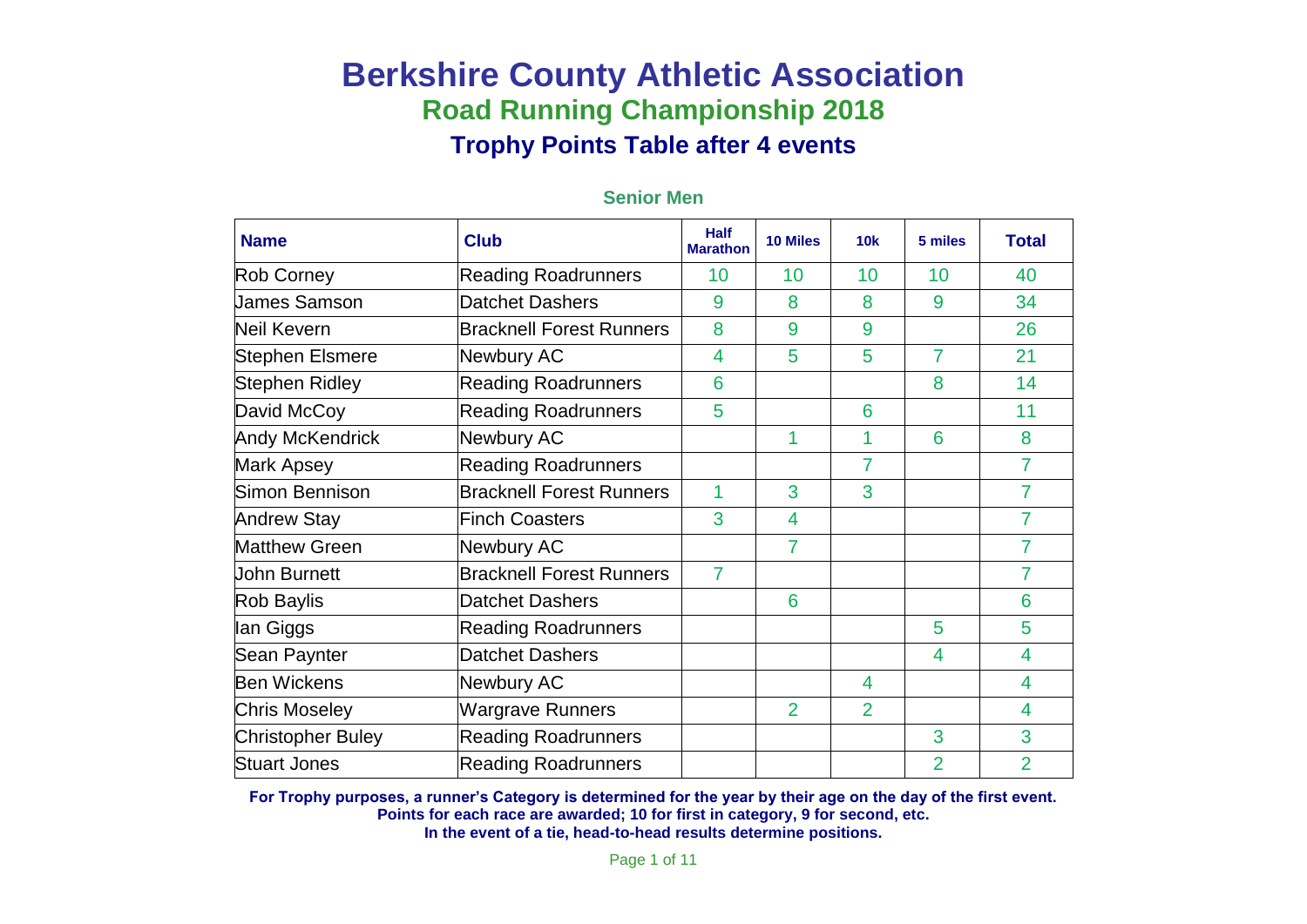# Berkshire County Athletic Association

## Road Running Championship 2018

### Trophy Points Table after 4 events

**Senior Men**

| Name | Club | Half Marathon | 10 Miles | 10k | 5 miles | Total |
|---|---|---|---|---|---|---|
| Rob Corney | Reading Roadrunners | 10 | 10 | 10 | 10 | 40 |
| James Samson | Datchet Dashers | 9 | 8 | 8 | 9 | 34 |
| Neil Kevern | Bracknell Forest Runners | 8 | 9 | 9 | | 26 |
| Stephen Elsmere | Newbury AC | 4 | 5 | 5 | 7 | 21 |
| Stephen Ridley | Reading Roadrunners | 6 | | | 8 | 14 |
| David McCoy | Reading Roadrunners | 5 | | 6 | | 11 |
| Andy McKendrick | Newbury AC | | 1 | 1 | 6 | 8 |
| Mark Apsey | Reading Roadrunners | | | 7 | | 7 |
| Simon Bennison | Bracknell Forest Runners | 1 | 3 | 3 | | 7 |
| Andrew Stay | Finch Coasters | 3 | 4 | | | 7 |
| Matthew Green | Newbury AC | | 7 | | | 7 |
| John Burnett | Bracknell Forest Runners | 7 | | | | 7 |
| Rob Baylis | Datchet Dashers | | 6 | | | 6 |
| Ian Giggs | Reading Roadrunners | | | | 5 | 5 |
| Sean Paynter | Datchet Dashers | | | | 4 | 4 |
| Ben Wickens | Newbury AC | | | 4 | | 4 |
| Chris Moseley | Wargrave Runners | | 2 | 2 | | 4 |
| Christopher Buley | Reading Roadrunners | | | | 3 | 3 |
| Stuart Jones | Reading Roadrunners | | | | 2 | 2 |

**For Trophy purposes, a runner's Category is determined for the year by their age on the day of the first event.**
**Points for each race are awarded; 10 for first in category, 9 for second, etc.**
**In the event of a tie, head-to-head results determine positions.**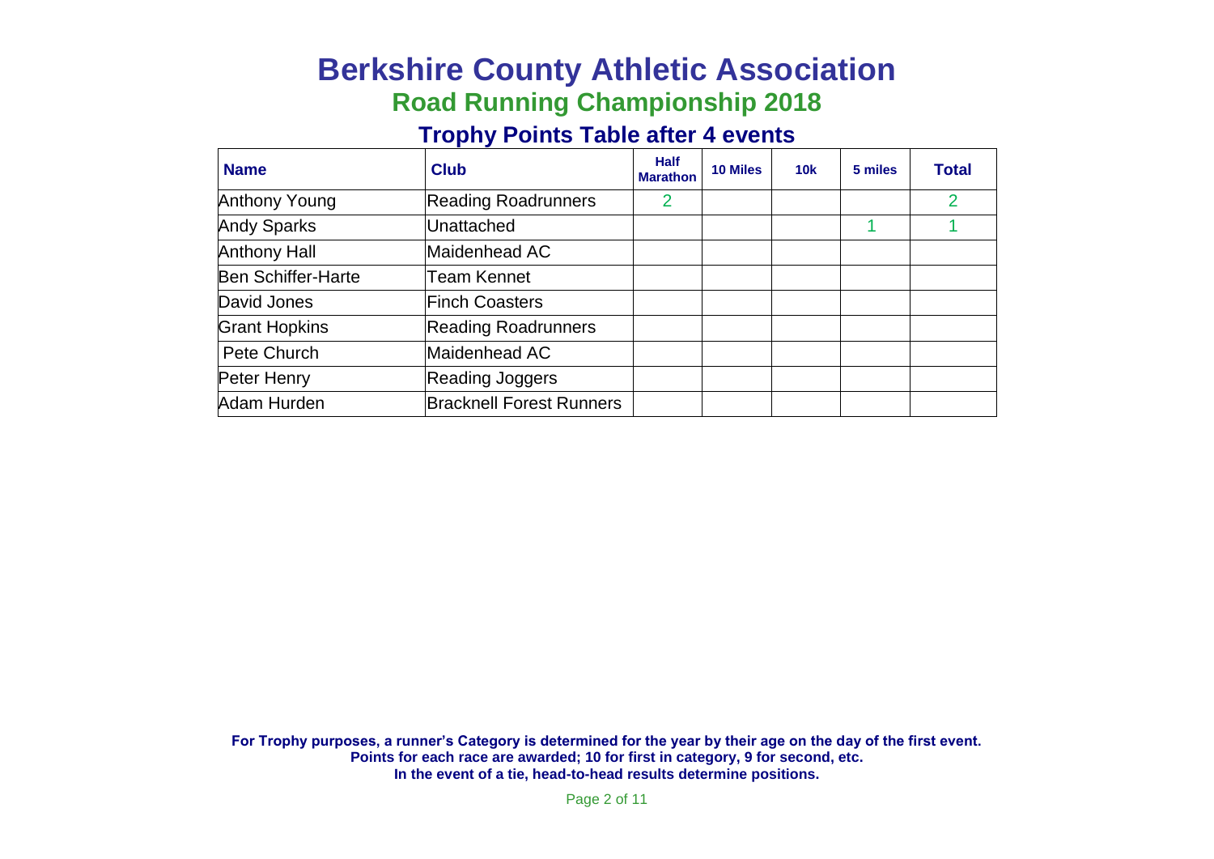# Berkshire County Athletic Association

## Road Running Championship 2018

### Trophy Points Table after 4 events

| Name | Club | Half Marathon | 10 Miles | 10k | 5 miles | Total |
|---|---|---|---|---|---|---|
| Anthony Young | Reading Roadrunners | 2 | | | | 2 |
| Andy Sparks | Unattached | | | | 1 | 1 |
| Anthony Hall | Maidenhead AC | | | | | |
| Ben Schiffer-Harte | Team Kennet | | | | | |
| David Jones | Finch Coasters | | | | | |
| Grant Hopkins | Reading Roadrunners | | | | | |
| Pete Church | Maidenhead AC | | | | | |
| Peter Henry | Reading Joggers | | | | | |
| Adam Hurden | Bracknell Forest Runners | | | | | |

**For Trophy purposes, a runner's Category is determined for the year by their age on the day of the first event.**
**Points for each race are awarded; 10 for first in category, 9 for second, etc.**
**In the event of a tie, head-to-head results determine positions.**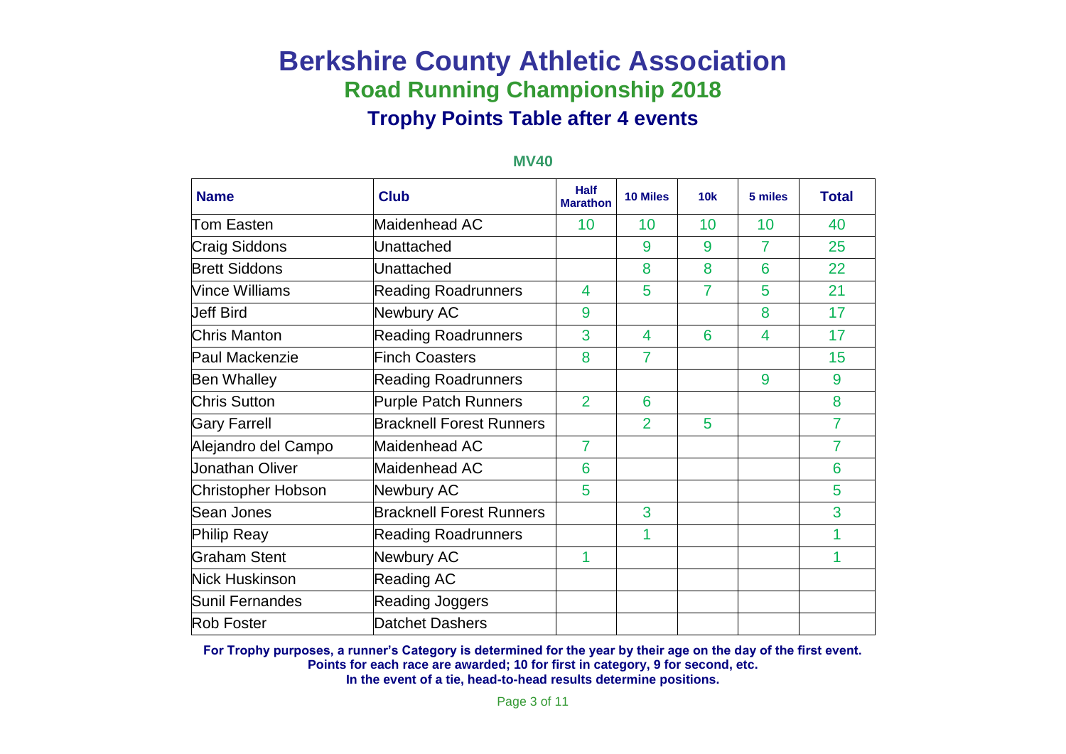# Berkshire County Athletic Association

## Road Running Championship 2018

### Trophy Points Table after 4 events

**MV40**

| Name | Club | Half Marathon | 10 Miles | 10k | 5 miles | Total |
|---|---|---|---|---|---|---|
| Tom Easten | Maidenhead AC | 10 | 10 | 10 | 10 | 40 |
| Craig Siddons | Unattached | | 9 | 9 | 7 | 25 |
| Brett Siddons | Unattached | | 8 | 8 | 6 | 22 |
| Vince Williams | Reading Roadrunners | 4 | 5 | 7 | 5 | 21 |
| Jeff Bird | Newbury AC | 9 | | | 8 | 17 |
| Chris Manton | Reading Roadrunners | 3 | 4 | 6 | 4 | 17 |
| Paul Mackenzie | Finch Coasters | 8 | 7 | | | 15 |
| Ben Whalley | Reading Roadrunners | | | | 9 | 9 |
| Chris Sutton | Purple Patch Runners | 2 | 6 | | | 8 |
| Gary Farrell | Bracknell Forest Runners | | 2 | 5 | | 7 |
| Alejandro del Campo | Maidenhead AC | 7 | | | | 7 |
| Jonathan Oliver | Maidenhead AC | 6 | | | | 6 |
| Christopher Hobson | Newbury AC | 5 | | | | 5 |
| Sean Jones | Bracknell Forest Runners | | 3 | | | 3 |
| Philip Reay | Reading Roadrunners | | 1 | | | 1 |
| Graham Stent | Newbury AC | 1 | | | | 1 |
| Nick Huskinson | Reading AC | | | | | |
| Sunil Fernandes | Reading Joggers | | | | | |
| Rob Foster | Datchet Dashers | | | | | |

**For Trophy purposes, a runner's Category is determined for the year by their age on the day of the first event.**
**Points for each race are awarded; 10 for first in category, 9 for second, etc.**
**In the event of a tie, head-to-head results determine positions.**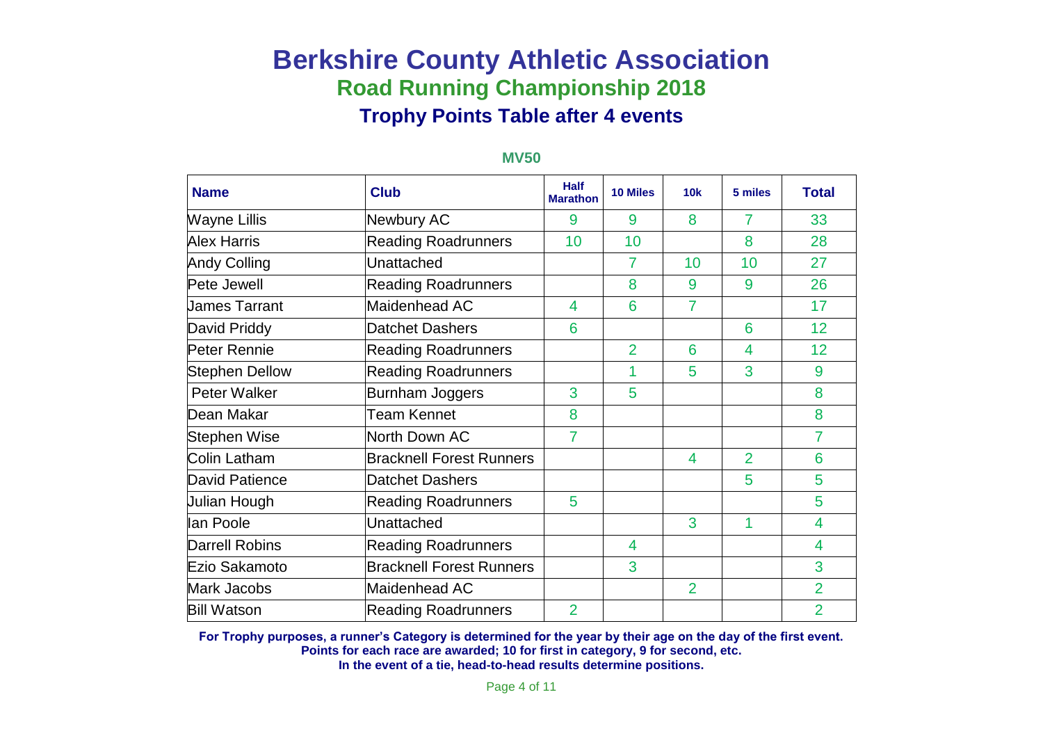# Berkshire County Athletic Association

## Road Running Championship 2018

### Trophy Points Table after 4 events

**MV50**

| Name | Club | Half Marathon | 10 Miles | 10k | 5 miles | Total |
|---|---|---|---|---|---|---|
| Wayne Lillis | Newbury AC | 9 | 9 | 8 | 7 | 33 |
| Alex Harris | Reading Roadrunners | 10 | 10 | | 8 | 28 |
| Andy Colling | Unattached | | 7 | 10 | 10 | 27 |
| Pete Jewell | Reading Roadrunners | | 8 | 9 | 9 | 26 |
| James Tarrant | Maidenhead AC | 4 | 6 | 7 | | 17 |
| David Priddy | Datchet Dashers | 6 | | | 6 | 12 |
| Peter Rennie | Reading Roadrunners | | 2 | 6 | 4 | 12 |
| Stephen Dellow | Reading Roadrunners | | 1 | 5 | 3 | 9 |
| Peter Walker | Burnham Joggers | 3 | 5 | | | 8 |
| Dean Makar | Team Kennet | 8 | | | | 8 |
| Stephen Wise | North Down AC | 7 | | | | 7 |
| Colin Latham | Bracknell Forest Runners | | | 4 | 2 | 6 |
| David Patience | Datchet Dashers | | | | 5 | 5 |
| Julian Hough | Reading Roadrunners | 5 | | | | 5 |
| Ian Poole | Unattached | | | 3 | 1 | 4 |
| Darrell Robins | Reading Roadrunners | | 4 | | | 4 |
| Ezio Sakamoto | Bracknell Forest Runners | | 3 | | | 3 |
| Mark Jacobs | Maidenhead AC | | | 2 | | 2 |
| Bill Watson | Reading Roadrunners | 2 | | | | 2 |

**For Trophy purposes, a runner's Category is determined for the year by their age on the day of the first event.**
**Points for each race are awarded; 10 for first in category, 9 for second, etc.**
**In the event of a tie, head-to-head results determine positions.**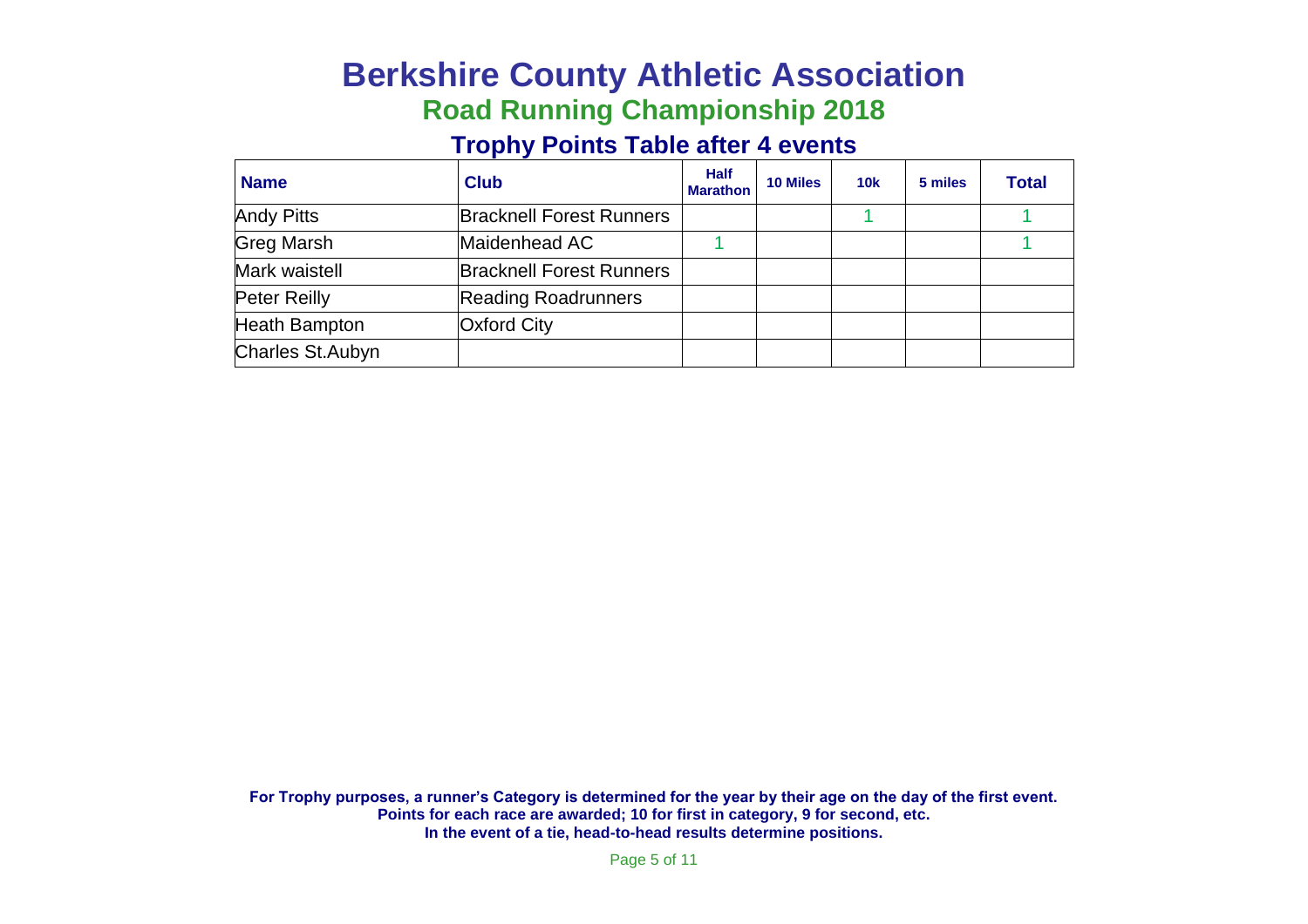# Berkshire County Athletic Association

## Road Running Championship 2018

### Trophy Points Table after 4 events

| Name | Club | Half Marathon | 10 Miles | 10k | 5 miles | Total |
|---|---|---|---|---|---|---|
| Andy Pitts | Bracknell Forest Runners | | | 1 | | 1 |
| Greg Marsh | Maidenhead AC | 1 | | | | 1 |
| Mark waistell | Bracknell Forest Runners | | | | | |
| Peter Reilly | Reading Roadrunners | | | | | |
| Heath Bampton | Oxford City | | | | | |
| Charles St.Aubyn | | | | | | |

**For Trophy purposes, a runner's Category is determined for the year by their age on the day of the first event.**
**Points for each race are awarded; 10 for first in category, 9 for second, etc.**
**In the event of a tie, head-to-head results determine positions.**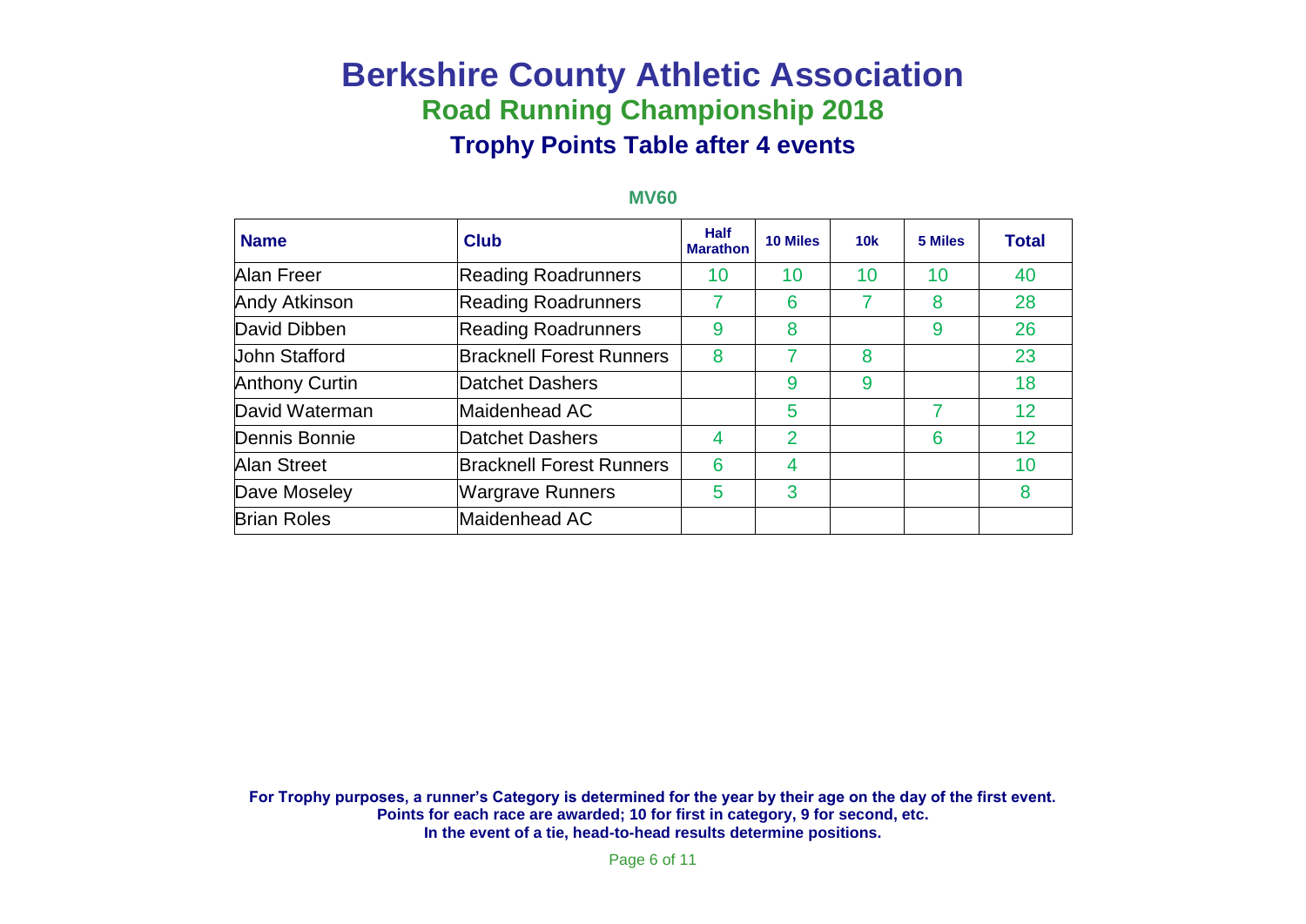# Berkshire County Athletic Association

## Road Running Championship 2018

### Trophy Points Table after 4 events

**MV60**

| Name | Club | Half Marathon | 10 Miles | 10k | 5 Miles | Total |
|---|---|---|---|---|---|---|
| Alan Freer | Reading Roadrunners | 10 | 10 | 10 | 10 | 40 |
| Andy Atkinson | Reading Roadrunners | 7 | 6 | 7 | 8 | 28 |
| David Dibben | Reading Roadrunners | 9 | 8 | | 9 | 26 |
| John Stafford | Bracknell Forest Runners | 8 | 7 | 8 | | 23 |
| Anthony Curtin | Datchet Dashers | | 9 | 9 | | 18 |
| David Waterman | Maidenhead AC | | 5 | | 7 | 12 |
| Dennis Bonnie | Datchet Dashers | 4 | 2 | | 6 | 12 |
| Alan Street | Bracknell Forest Runners | 6 | 4 | | | 10 |
| Dave Moseley | Wargrave Runners | 5 | 3 | | | 8 |
| Brian Roles | Maidenhead AC | | | | | |

**For Trophy purposes, a runner's Category is determined for the year by their age on the day of the first event.**
**Points for each race are awarded; 10 for first in category, 9 for second, etc.**
**In the event of a tie, head-to-head results determine positions.**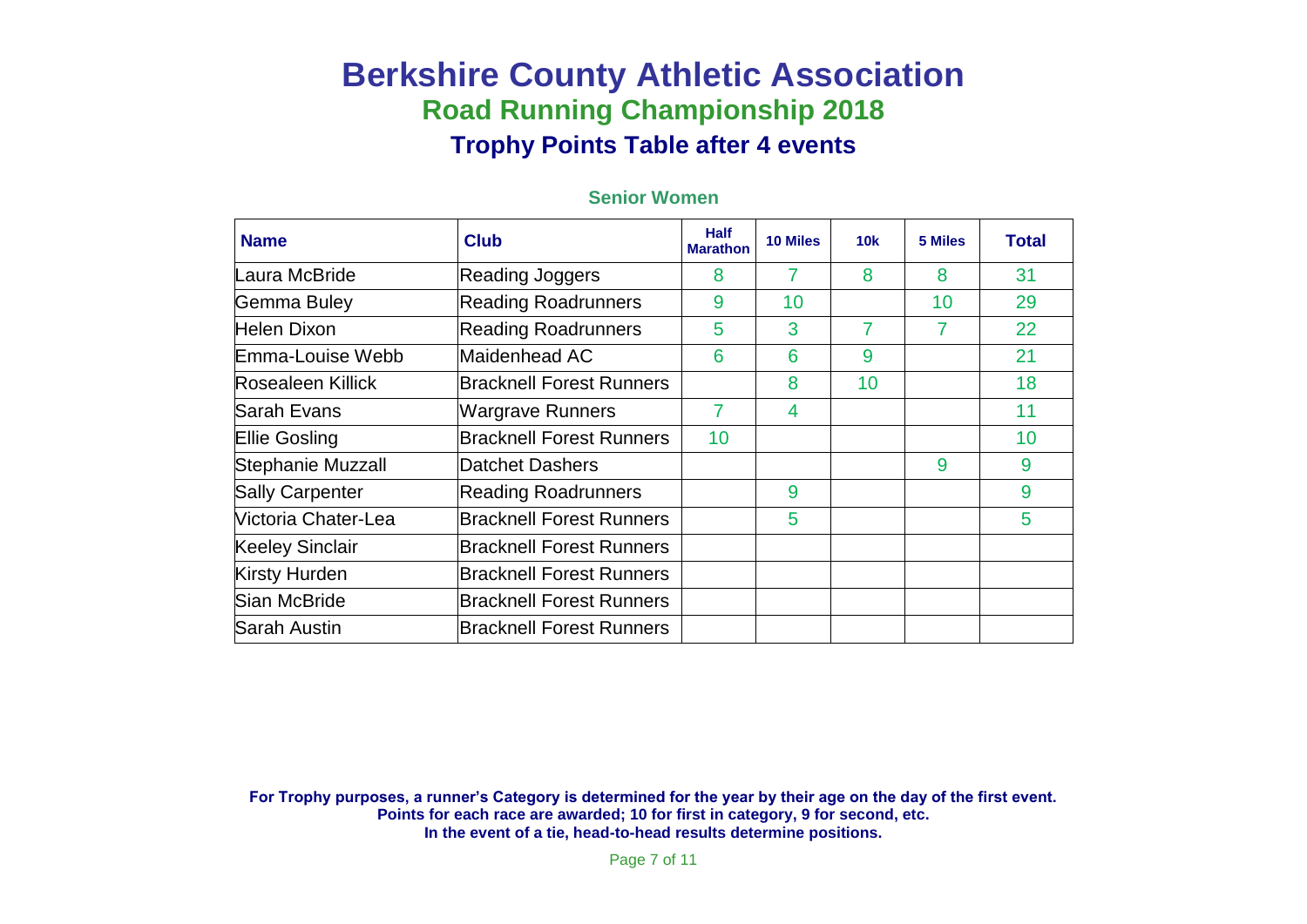# Berkshire County Athletic Association

## Road Running Championship 2018

### Trophy Points Table after 4 events

**Senior Women**

| Name | Club | Half Marathon | 10 Miles | 10k | 5 Miles | Total |
|---|---|---|---|---|---|---|
| Laura McBride | Reading Joggers | 8 | 7 | 8 | 8 | 31 |
| Gemma Buley | Reading Roadrunners | 9 | 10 | | 10 | 29 |
| Helen Dixon | Reading Roadrunners | 5 | 3 | 7 | 7 | 22 |
| Emma-Louise Webb | Maidenhead AC | 6 | 6 | 9 | | 21 |
| Rosealeen Killick | Bracknell Forest Runners | | 8 | 10 | | 18 |
| Sarah Evans | Wargrave Runners | 7 | 4 | | | 11 |
| Ellie Gosling | Bracknell Forest Runners | 10 | | | | 10 |
| Stephanie Muzzall | Datchet Dashers | | | | 9 | 9 |
| Sally Carpenter | Reading Roadrunners | | 9 | | | 9 |
| Victoria Chater-Lea | Bracknell Forest Runners | | 5 | | | 5 |
| Keeley Sinclair | Bracknell Forest Runners | | | | | |
| Kirsty Hurden | Bracknell Forest Runners | | | | | |
| Sian McBride | Bracknell Forest Runners | | | | | |
| Sarah Austin | Bracknell Forest Runners | | | | | |

**For Trophy purposes, a runner's Category is determined for the year by their age on the day of the first event.**
**Points for each race are awarded; 10 for first in category, 9 for second, etc.**
**In the event of a tie, head-to-head results determine positions.**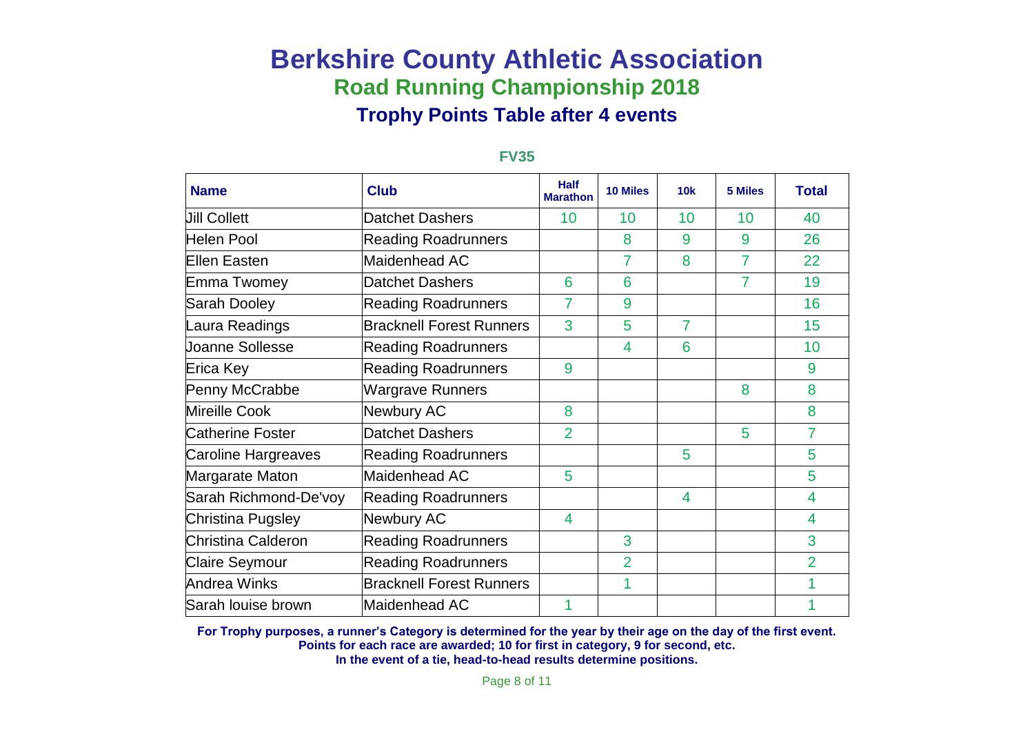# Berkshire County Athletic Association

## Road Running Championship 2018

### Trophy Points Table after 4 events

**FV35**

| Name | Club | Half Marathon | 10 Miles | 10k | 5 Miles | Total |
|---|---|---|---|---|---|---|
| Jill Collett | Datchet Dashers | 10 | 10 | 10 | 10 | 40 |
| Helen Pool | Reading Roadrunners | | 8 | 9 | 9 | 26 |
| Ellen Easten | Maidenhead AC | | 7 | 8 | 7 | 22 |
| Emma Twomey | Datchet Dashers | 6 | 6 | | 7 | 19 |
| Sarah Dooley | Reading Roadrunners | 7 | 9 | | | 16 |
| Laura Readings | Bracknell Forest Runners | 3 | 5 | 7 | | 15 |
| Joanne Sollesse | Reading Roadrunners | | 4 | 6 | | 10 |
| Erica Key | Reading Roadrunners | 9 | | | | 9 |
| Penny McCrabbe | Wargrave Runners | | | | 8 | 8 |
| Mireille Cook | Newbury AC | 8 | | | | 8 |
| Catherine Foster | Datchet Dashers | 2 | | | 5 | 7 |
| Caroline Hargreaves | Reading Roadrunners | | | 5 | | 5 |
| Margarate Maton | Maidenhead AC | 5 | | | | 5 |
| Sarah Richmond-De'voy | Reading Roadrunners | | | 4 | | 4 |
| Christina Pugsley | Newbury AC | 4 | | | | 4 |
| Christina Calderon | Reading Roadrunners | | 3 | | | 3 |
| Claire Seymour | Reading Roadrunners | | 2 | | | 2 |
| Andrea Winks | Bracknell Forest Runners | | 1 | | | 1 |
| Sarah louise brown | Maidenhead AC | 1 | | | | 1 |

**For Trophy purposes, a runner's Category is determined for the year by their age on the day of the first event.**
**Points for each race are awarded; 10 for first in category, 9 for second, etc.**
**In the event of a tie, head-to-head results determine positions.**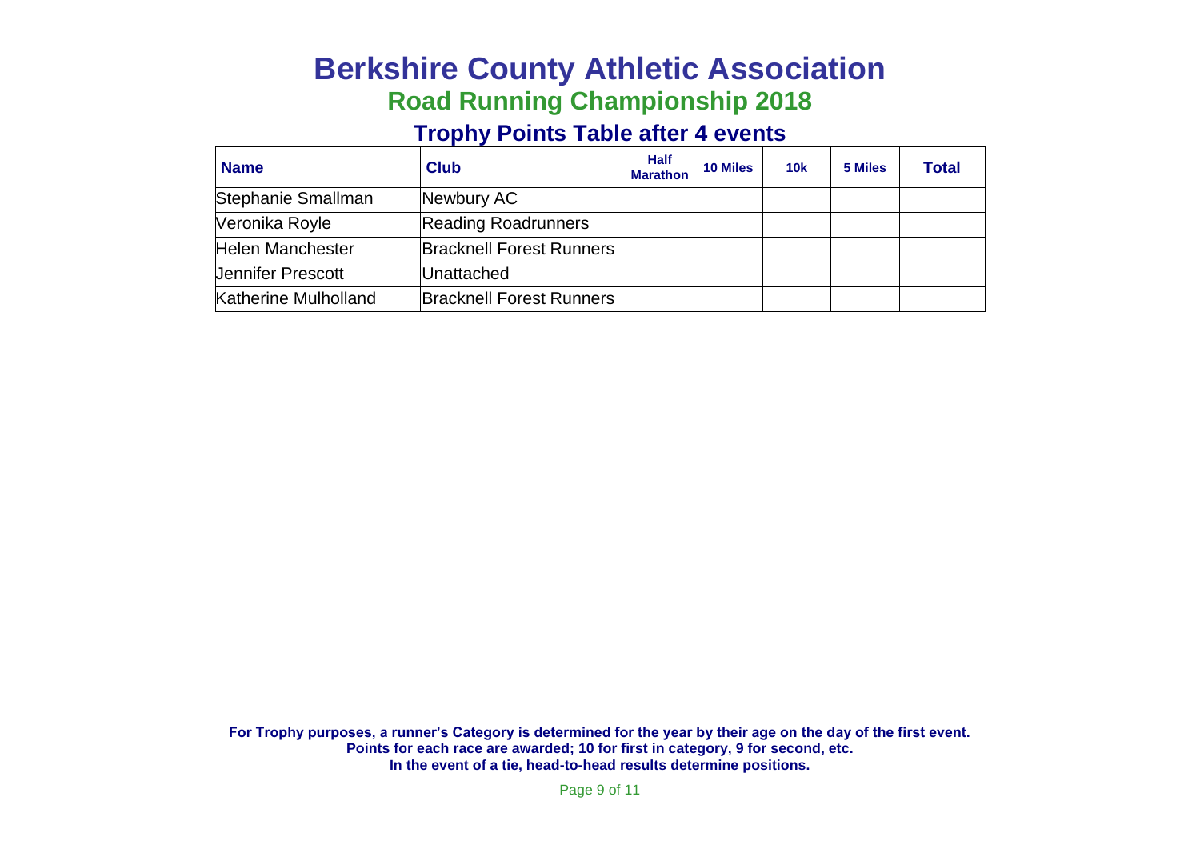# Berkshire County Athletic Association

## Road Running Championship 2018

### Trophy Points Table after 4 events

| Name | Club | Half Marathon | 10 Miles | 10k | 5 Miles | Total |
|---|---|---|---|---|---|---|
| Stephanie Smallman | Newbury AC | | | | | |
| Veronika Royle | Reading Roadrunners | | | | | |
| Helen Manchester | Bracknell Forest Runners | | | | | |
| Jennifer Prescott | Unattached | | | | | |
| Katherine Mulholland | Bracknell Forest Runners | | | | | |

**For Trophy purposes, a runner's Category is determined for the year by their age on the day of the first event.**
**Points for each race are awarded; 10 for first in category, 9 for second, etc.**
**In the event of a tie, head-to-head results determine positions.**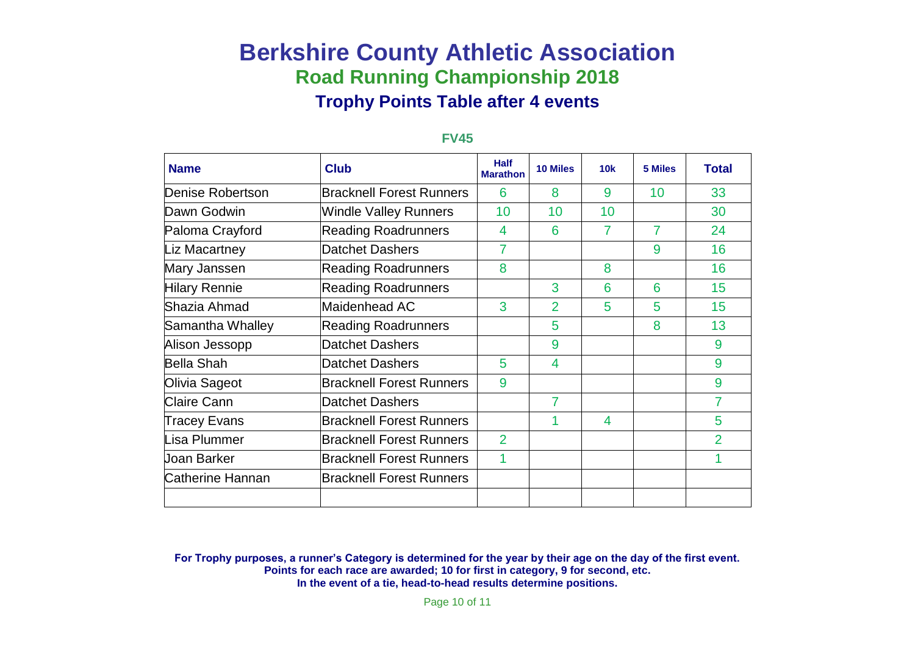# Berkshire County Athletic Association

## Road Running Championship 2018

### Trophy Points Table after 4 events

**FV45**

| Name | Club | Half Marathon | 10 Miles | 10k | 5 Miles | Total |
|---|---|---|---|---|---|---|
| Denise Robertson | Bracknell Forest Runners | 6 | 8 | 9 | 10 | 33 |
| Dawn Godwin | Windle Valley Runners | 10 | 10 | 10 | | 30 |
| Paloma Crayford | Reading Roadrunners | 4 | 6 | 7 | 7 | 24 |
| Liz Macartney | Datchet Dashers | 7 | | | 9 | 16 |
| Mary Janssen | Reading Roadrunners | 8 | | 8 | | 16 |
| Hilary Rennie | Reading Roadrunners | | 3 | 6 | 6 | 15 |
| Shazia Ahmad | Maidenhead AC | 3 | 2 | 5 | 5 | 15 |
| Samantha Whalley | Reading Roadrunners | | 5 | | 8 | 13 |
| Alison Jessopp | Datchet Dashers | | 9 | | | 9 |
| Bella Shah | Datchet Dashers | 5 | 4 | | | 9 |
| Olivia Sageot | Bracknell Forest Runners | 9 | | | | 9 |
| Claire Cann | Datchet Dashers | | 7 | | | 7 |
| Tracey Evans | Bracknell Forest Runners | | 1 | 4 | | 5 |
| Lisa Plummer | Bracknell Forest Runners | 2 | | | | 2 |
| Joan Barker | Bracknell Forest Runners | 1 | | | | 1 |
| Catherine Hannan | Bracknell Forest Runners | | | | | |
| | | | | | | |

**For Trophy purposes, a runner's Category is determined for the year by their age on the day of the first event.**
**Points for each race are awarded; 10 for first in category, 9 for second, etc.**
**In the event of a tie, head-to-head results determine positions.**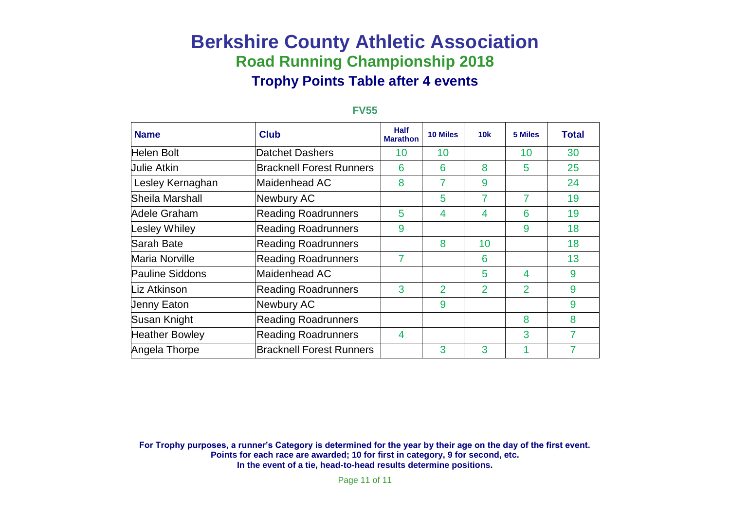# Berkshire County Athletic Association

## Road Running Championship 2018

### Trophy Points Table after 4 events

**FV55**

| Name | Club | Half Marathon | 10 Miles | 10k | 5 Miles | Total |
|---|---|---|---|---|---|---|
| Helen Bolt | Datchet Dashers | 10 | 10 | | 10 | 30 |
| Julie Atkin | Bracknell Forest Runners | 6 | 6 | 8 | 5 | 25 |
| Lesley Kernaghan | Maidenhead AC | 8 | 7 | 9 | | 24 |
| Sheila Marshall | Newbury AC | | 5 | 7 | 7 | 19 |
| Adele Graham | Reading Roadrunners | 5 | 4 | 4 | 6 | 19 |
| Lesley Whiley | Reading Roadrunners | 9 | | | 9 | 18 |
| Sarah Bate | Reading Roadrunners | | 8 | 10 | | 18 |
| Maria Norville | Reading Roadrunners | 7 | | 6 | | 13 |
| Pauline Siddons | Maidenhead AC | | | 5 | 4 | 9 |
| Liz Atkinson | Reading Roadrunners | 3 | 2 | 2 | 2 | 9 |
| Jenny Eaton | Newbury AC | | 9 | | | 9 |
| Susan Knight | Reading Roadrunners | | | | 8 | 8 |
| Heather Bowley | Reading Roadrunners | 4 | | | 3 | 7 |
| Angela Thorpe | Bracknell Forest Runners | | 3 | 3 | 1 | 7 |

**For Trophy purposes, a runner's Category is determined for the year by their age on the day of the first event.**
**Points for each race are awarded; 10 for first in category, 9 for second, etc.**
**In the event of a tie, head-to-head results determine positions.**